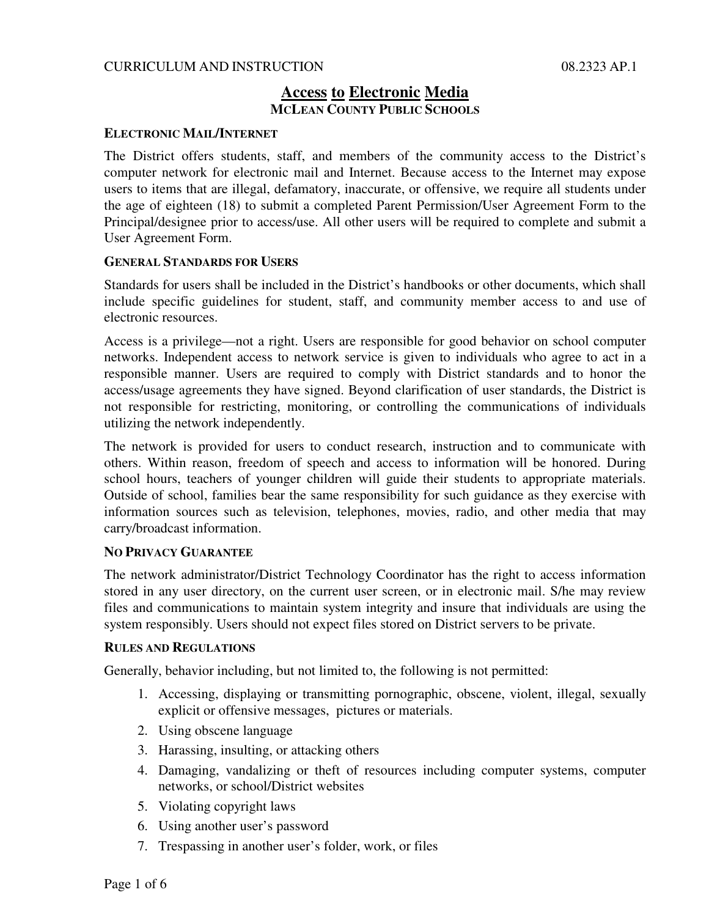CURRICULUM AND INSTRUCTION 08.2323 AP.1

# Access to Electronic Media

## McLean County Public Schools

### Electronic Mail/Internet

The District offers students, staff, and members of the community access to the District's computer network for electronic mail and Internet. Because access to the Internet may expose users to items that are illegal, defamatory, inaccurate, or offensive, we require all students under the age of eighteen (18) to submit a completed Parent Permission/User Agreement Form to the Principal/designee prior to access/use. All other users will be required to complete and submit a User Agreement Form.

### General Standards for Users

Standards for users shall be included in the District's handbooks or other documents, which shall include specific guidelines for student, staff, and community member access to and use of electronic resources.

Access is a privilege—not a right. Users are responsible for good behavior on school computer networks. Independent access to network service is given to individuals who agree to act in a responsible manner. Users are required to comply with District standards and to honor the access/usage agreements they have signed. Beyond clarification of user standards, the District is not responsible for restricting, monitoring, or controlling the communications of individuals utilizing the network independently.

The network is provided for users to conduct research, instruction and to communicate with others. Within reason, freedom of speech and access to information will be honored. During school hours, teachers of younger children will guide their students to appropriate materials. Outside of school, families bear the same responsibility for such guidance as they exercise with information sources such as television, telephones, movies, radio, and other media that may carry/broadcast information.

### No Privacy Guarantee

The network administrator/District Technology Coordinator has the right to access information stored in any user directory, on the current user screen, or in electronic mail. S/he may review files and communications to maintain system integrity and insure that individuals are using the system responsibly. Users should not expect files stored on District servers to be private.

### Rules and Regulations

Generally, behavior including, but not limited to, the following is not permitted:

1. Accessing, displaying or transmitting pornographic, obscene, violent, illegal, sexually explicit or offensive messages, pictures or materials.
2. Using obscene language
3. Harassing, insulting, or attacking others
4. Damaging, vandalizing or theft of resources including computer systems, computer networks, or school/District websites
5. Violating copyright laws
6. Using another user's password
7. Trespassing in another user's folder, work, or files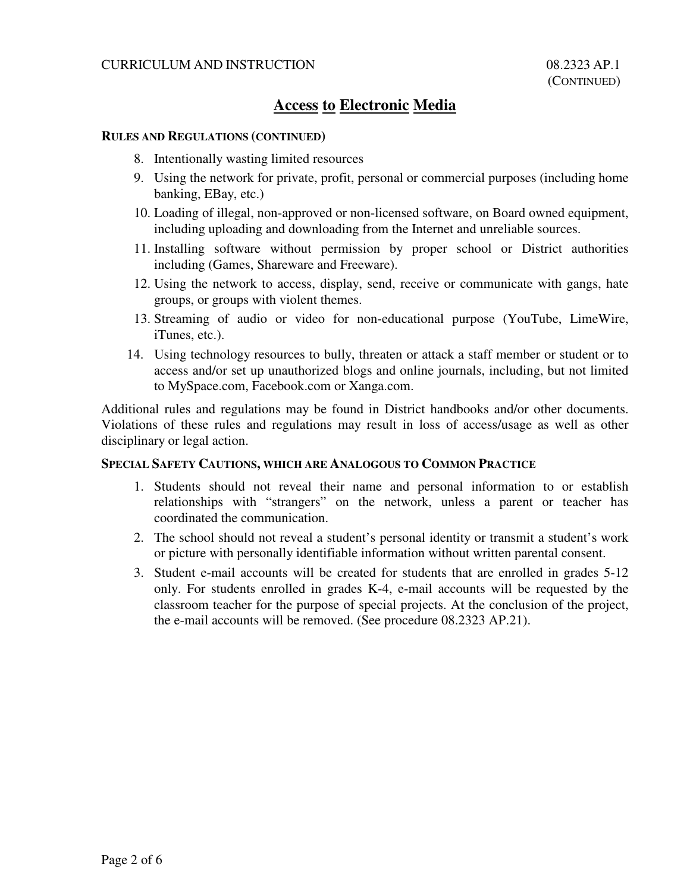## Access to Electronic Media

### RULES AND REGULATIONS (CONTINUED)

8. Intentionally wasting limited resources
9. Using the network for private, profit, personal or commercial purposes (including home banking, EBay, etc.)
10. Loading of illegal, non-approved or non-licensed software, on Board owned equipment, including uploading and downloading from the Internet and unreliable sources.
11. Installing software without permission by proper school or District authorities including (Games, Shareware and Freeware).
12. Using the network to access, display, send, receive or communicate with gangs, hate groups, or groups with violent themes.
13. Streaming of audio or video for non-educational purpose (YouTube, LimeWire, iTunes, etc.).
14. Using technology resources to bully, threaten or attack a staff member or student or to access and/or set up unauthorized blogs and online journals, including, but not limited to MySpace.com, Facebook.com or Xanga.com.

Additional rules and regulations may be found in District handbooks and/or other documents. Violations of these rules and regulations may result in loss of access/usage as well as other disciplinary or legal action.

### SPECIAL SAFETY CAUTIONS, WHICH ARE ANALOGOUS TO COMMON PRACTICE

1. Students should not reveal their name and personal information to or establish relationships with "strangers" on the network, unless a parent or teacher has coordinated the communication.
2. The school should not reveal a student's personal identity or transmit a student's work or picture with personally identifiable information without written parental consent.
3. Student e-mail accounts will be created for students that are enrolled in grades 5-12 only. For students enrolled in grades K-4, e-mail accounts will be requested by the classroom teacher for the purpose of special projects. At the conclusion of the project, the e-mail accounts will be removed. (See procedure 08.2323 AP.21).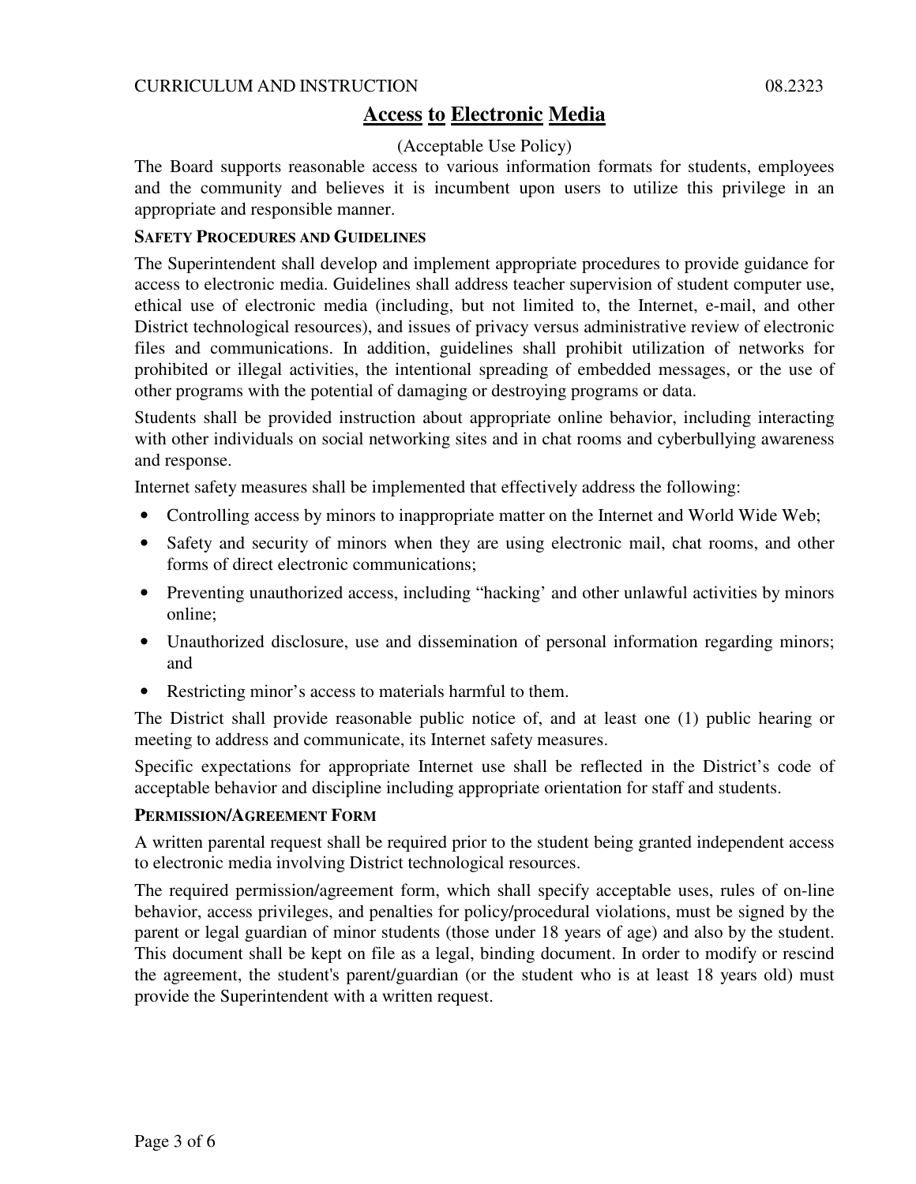CURRICULUM AND INSTRUCTION 08.2323

# Access to Electronic Media

(Acceptable Use Policy)

The Board supports reasonable access to various information formats for students, employees and the community and believes it is incumbent upon users to utilize this privilege in an appropriate and responsible manner.

### SAFETY PROCEDURES AND GUIDELINES

The Superintendent shall develop and implement appropriate procedures to provide guidance for access to electronic media. Guidelines shall address teacher supervision of student computer use, ethical use of electronic media (including, but not limited to, the Internet, e-mail, and other District technological resources), and issues of privacy versus administrative review of electronic files and communications. In addition, guidelines shall prohibit utilization of networks for prohibited or illegal activities, the intentional spreading of embedded messages, or the use of other programs with the potential of damaging or destroying programs or data.

Students shall be provided instruction about appropriate online behavior, including interacting with other individuals on social networking sites and in chat rooms and cyberbullying awareness and response.

Internet safety measures shall be implemented that effectively address the following:

- Controlling access by minors to inappropriate matter on the Internet and World Wide Web;
- Safety and security of minors when they are using electronic mail, chat rooms, and other forms of direct electronic communications;
- Preventing unauthorized access, including “hacking’ and other unlawful activities by minors online;
- Unauthorized disclosure, use and dissemination of personal information regarding minors; and
- Restricting minor’s access to materials harmful to them.

The District shall provide reasonable public notice of, and at least one (1) public hearing or meeting to address and communicate, its Internet safety measures.

Specific expectations for appropriate Internet use shall be reflected in the District’s code of acceptable behavior and discipline including appropriate orientation for staff and students.

### PERMISSION/AGREEMENT FORM

A written parental request shall be required prior to the student being granted independent access to electronic media involving District technological resources.

The required permission/agreement form, which shall specify acceptable uses, rules of on-line behavior, access privileges, and penalties for policy/procedural violations, must be signed by the parent or legal guardian of minor students (those under 18 years of age) and also by the student. This document shall be kept on file as a legal, binding document. In order to modify or rescind the agreement, the student's parent/guardian (or the student who is at least 18 years old) must provide the Superintendent with a written request.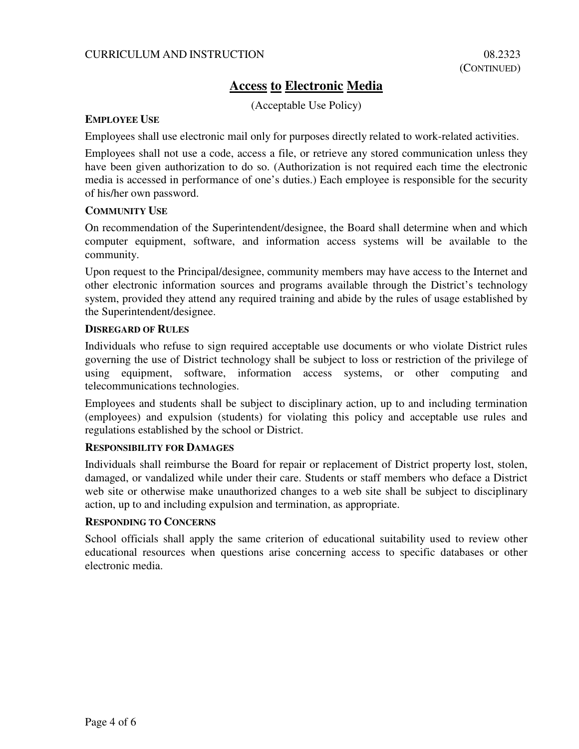## Access to Electronic Media

(Acceptable Use Policy)

**EMPLOYEE USE**

Employees shall use electronic mail only for purposes directly related to work-related activities.

Employees shall not use a code, access a file, or retrieve any stored communication unless they have been given authorization to do so. (Authorization is not required each time the electronic media is accessed in performance of one's duties.) Each employee is responsible for the security of his/her own password.

**COMMUNITY USE**

On recommendation of the Superintendent/designee, the Board shall determine when and which computer equipment, software, and information access systems will be available to the community.

Upon request to the Principal/designee, community members may have access to the Internet and other electronic information sources and programs available through the District's technology system, provided they attend any required training and abide by the rules of usage established by the Superintendent/designee.

**DISREGARD OF RULES**

Individuals who refuse to sign required acceptable use documents or who violate District rules governing the use of District technology shall be subject to loss or restriction of the privilege of using equipment, software, information access systems, or other computing and telecommunications technologies.

Employees and students shall be subject to disciplinary action, up to and including termination (employees) and expulsion (students) for violating this policy and acceptable use rules and regulations established by the school or District.

**RESPONSIBILITY FOR DAMAGES**

Individuals shall reimburse the Board for repair or replacement of District property lost, stolen, damaged, or vandalized while under their care. Students or staff members who deface a District web site or otherwise make unauthorized changes to a web site shall be subject to disciplinary action, up to and including expulsion and termination, as appropriate.

**RESPONDING TO CONCERNS**

School officials shall apply the same criterion of educational suitability used to review other educational resources when questions arise concerning access to specific databases or other electronic media.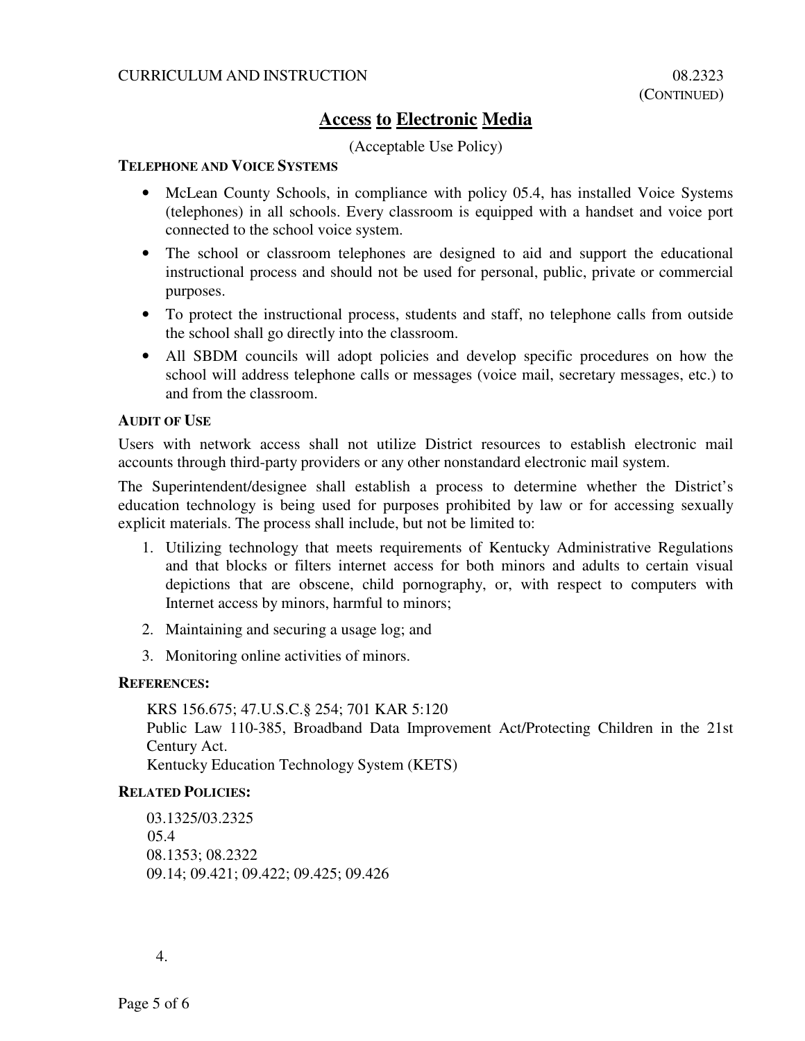# Access to Electronic Media

(Acceptable Use Policy)

### TELEPHONE AND VOICE SYSTEMS

- McLean County Schools, in compliance with policy 05.4, has installed Voice Systems (telephones) in all schools. Every classroom is equipped with a handset and voice port connected to the school voice system.
- The school or classroom telephones are designed to aid and support the educational instructional process and should not be used for personal, public, private or commercial purposes.
- To protect the instructional process, students and staff, no telephone calls from outside the school shall go directly into the classroom.
- All SBDM councils will adopt policies and develop specific procedures on how the school will address telephone calls or messages (voice mail, secretary messages, etc.) to and from the classroom.

### AUDIT OF USE

Users with network access shall not utilize District resources to establish electronic mail accounts through third-party providers or any other nonstandard electronic mail system.

The Superintendent/designee shall establish a process to determine whether the District's education technology is being used for purposes prohibited by law or for accessing sexually explicit materials. The process shall include, but not be limited to:

1. Utilizing technology that meets requirements of Kentucky Administrative Regulations and that blocks or filters internet access for both minors and adults to certain visual depictions that are obscene, child pornography, or, with respect to computers with Internet access by minors, harmful to minors;
2. Maintaining and securing a usage log; and
3. Monitoring online activities of minors.

### REFERENCES:

KRS 156.675; 47.U.S.C.§ 254; 701 KAR 5:120
Public Law 110-385, Broadband Data Improvement Act/Protecting Children in the 21st Century Act.
Kentucky Education Technology System (KETS)

### RELATED POLICIES:

03.1325/03.2325
05.4
08.1353; 08.2322
09.14; 09.421; 09.422; 09.425; 09.426

4.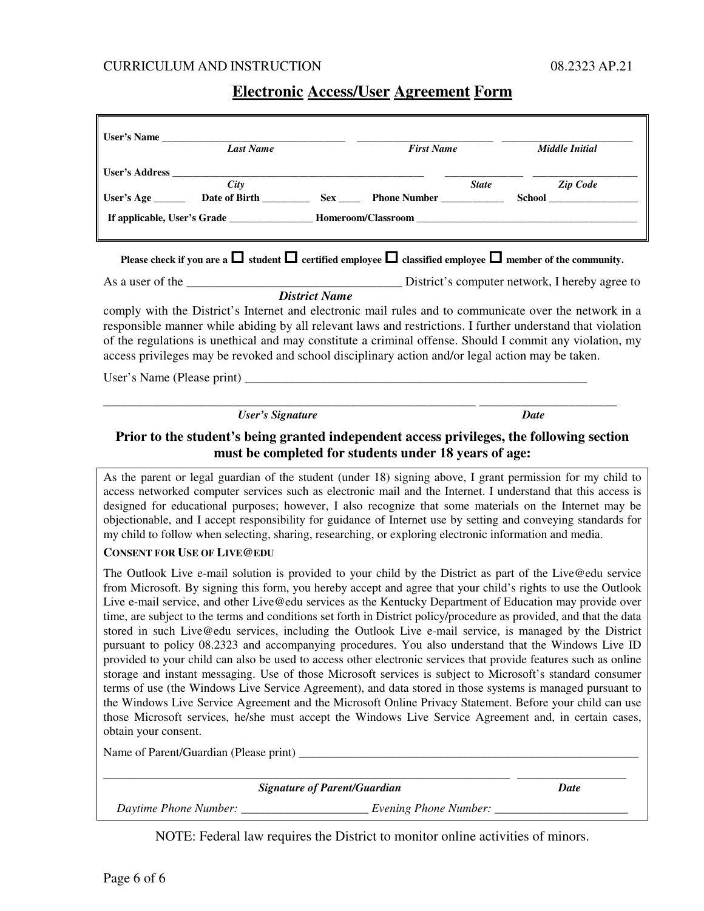# Electronic Access/User Agreement Form

**User's Name** ______________________________ ______________________ ______________________
*Last Name* *First Name* *Middle Initial*

**User's Address** ____________________________________________ ______________ __________________
*City* *State* *Zip Code*

**User's Age** ______ **Date of Birth** _________ **Sex** ____ **Phone Number** ____________ **School** _________________

**If applicable, User's Grade** ________________ **Homeroom/Classroom** ________________________________________

**Please check if you are a ☐ student ☐ certified employee ☐ classified employee ☐ member of the community.**

As a user of the __________________________________ District's computer network, I hereby agree to
*District Name*
comply with the District's Internet and electronic mail rules and to communicate over the network in a responsible manner while abiding by all relevant laws and restrictions. I further understand that violation of the regulations is unethical and may constitute a criminal offense. Should I commit any violation, my access privileges may be revoked and school disciplinary action and/or legal action may be taken.

User's Name (Please print) _______________________________________________________

_____________________________________________________________ _____________________
*User's Signature* *Date*

**Prior to the student's being granted independent access privileges, the following section must be completed for students under 18 years of age:**

As the parent or legal guardian of the student (under 18) signing above, I grant permission for my child to access networked computer services such as electronic mail and the Internet. I understand that this access is designed for educational purposes; however, I also recognize that some materials on the Internet may be objectionable, and I accept responsibility for guidance of Internet use by setting and conveying standards for my child to follow when selecting, sharing, researching, or exploring electronic information and media.

**CONSENT FOR USE OF LIVE@EDU**

The Outlook Live e-mail solution is provided to your child by the District as part of the Live@edu service from Microsoft. By signing this form, you hereby accept and agree that your child's rights to use the Outlook Live e-mail service, and other Live@edu services as the Kentucky Department of Education may provide over time, are subject to the terms and conditions set forth in District policy/procedure as provided, and that the data stored in such Live@edu services, including the Outlook Live e-mail service, is managed by the District pursuant to policy 08.2323 and accompanying procedures. You also understand that the Windows Live ID provided to your child can also be used to access other electronic services that provide features such as online storage and instant messaging. Use of those Microsoft services is subject to Microsoft's standard consumer terms of use (the Windows Live Service Agreement), and data stored in those systems is managed pursuant to the Windows Live Service Agreement and the Microsoft Online Privacy Statement. Before your child can use those Microsoft services, he/she must accept the Windows Live Service Agreement and, in certain cases, obtain your consent.

Name of Parent/Guardian (Please print) _________________________________________________________

_________________________________________________________________ __________________
*Signature of Parent/Guardian* *Date*

*Daytime Phone Number:* ____________________ *Evening Phone Number:* ______________________

NOTE: Federal law requires the District to monitor online activities of minors.